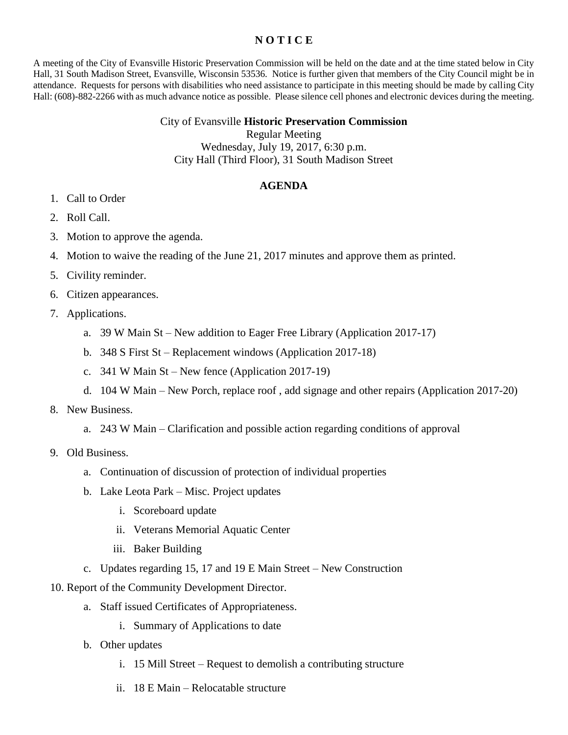# N O T I C E

A meeting of the City of Evansville Historic Preservation Commission will be held on the date and at the time stated below in City Hall, 31 South Madison Street, Evansville, Wisconsin 53536. Notice is further given that members of the City Council might be in attendance. Requests for persons with disabilities who need assistance to participate in this meeting should be made by calling City Hall: (608)-882-2266 with as much advance notice as possible. Please silence cell phones and electronic devices during the meeting.

City of Evansville **Historic Preservation Commission**
Regular Meeting
Wednesday, July 19, 2017, 6:30 p.m.
City Hall (Third Floor), 31 South Madison Street

## AGENDA

1. Call to Order
2. Roll Call.
3. Motion to approve the agenda.
4. Motion to waive the reading of the June 21, 2017 minutes and approve them as printed.
5. Civility reminder.
6. Citizen appearances.
7. Applications.
   a. 39 W Main St – New addition to Eager Free Library (Application 2017-17)
   b. 348 S First St – Replacement windows (Application 2017-18)
   c. 341 W Main St – New fence (Application 2017-19)
   d. 104 W Main – New Porch, replace roof , add signage and other repairs (Application 2017-20)
8. New Business.
   a. 243 W Main – Clarification and possible action regarding conditions of approval
9. Old Business.
   a. Continuation of discussion of protection of individual properties
   b. Lake Leota Park – Misc. Project updates
      i. Scoreboard update
      ii. Veterans Memorial Aquatic Center
      iii. Baker Building
   c. Updates regarding 15, 17 and 19 E Main Street – New Construction
10. Report of the Community Development Director.
    a. Staff issued Certificates of Appropriateness.
       i. Summary of Applications to date
    b. Other updates
       i. 15 Mill Street – Request to demolish a contributing structure
       ii. 18 E Main – Relocatable structure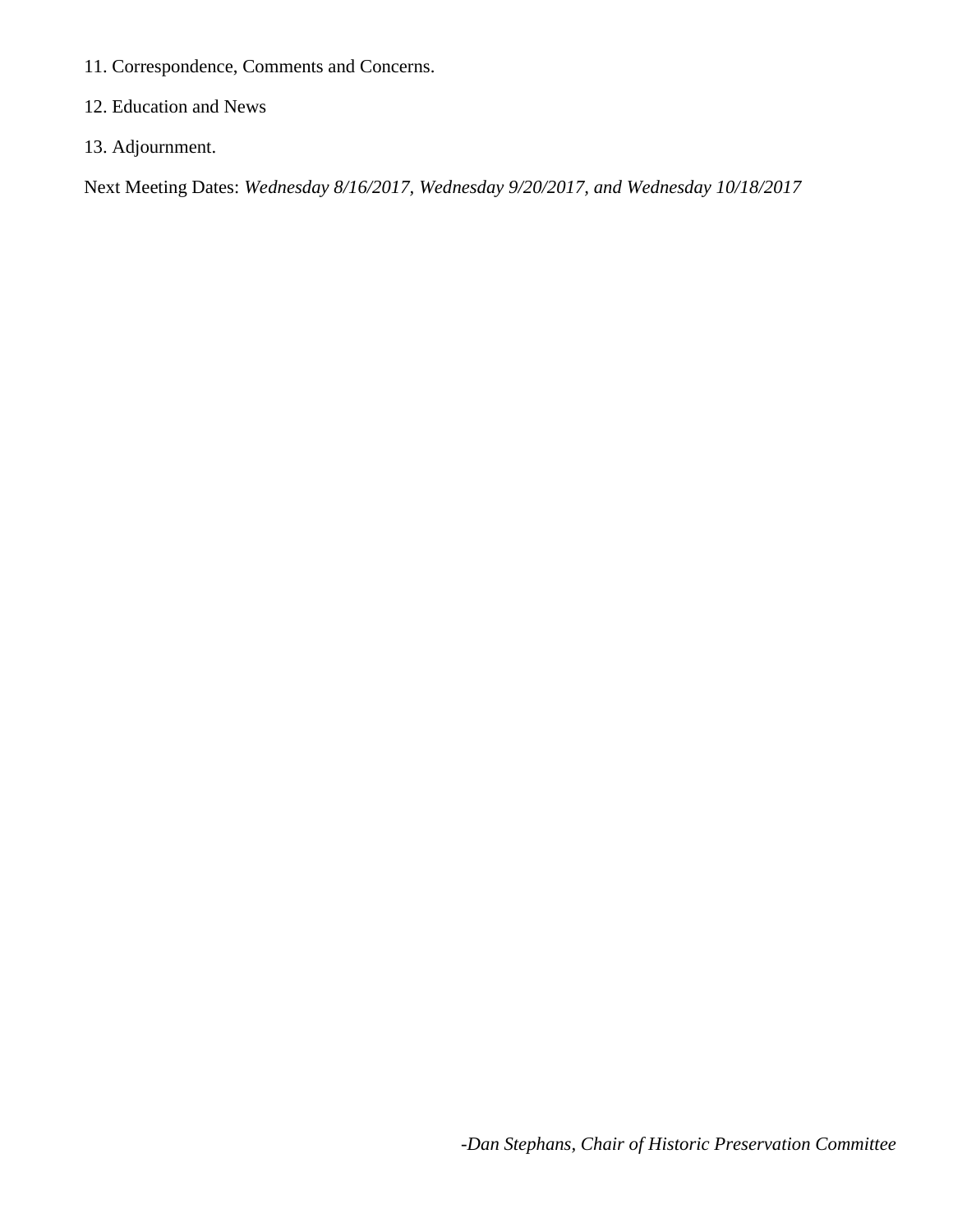11. Correspondence, Comments and Concerns.

12. Education and News

13. Adjournment.

Next Meeting Dates: *Wednesday 8/16/2017, Wednesday 9/20/2017, and Wednesday 10/18/2017*

*-Dan Stephans, Chair of Historic Preservation Committee*